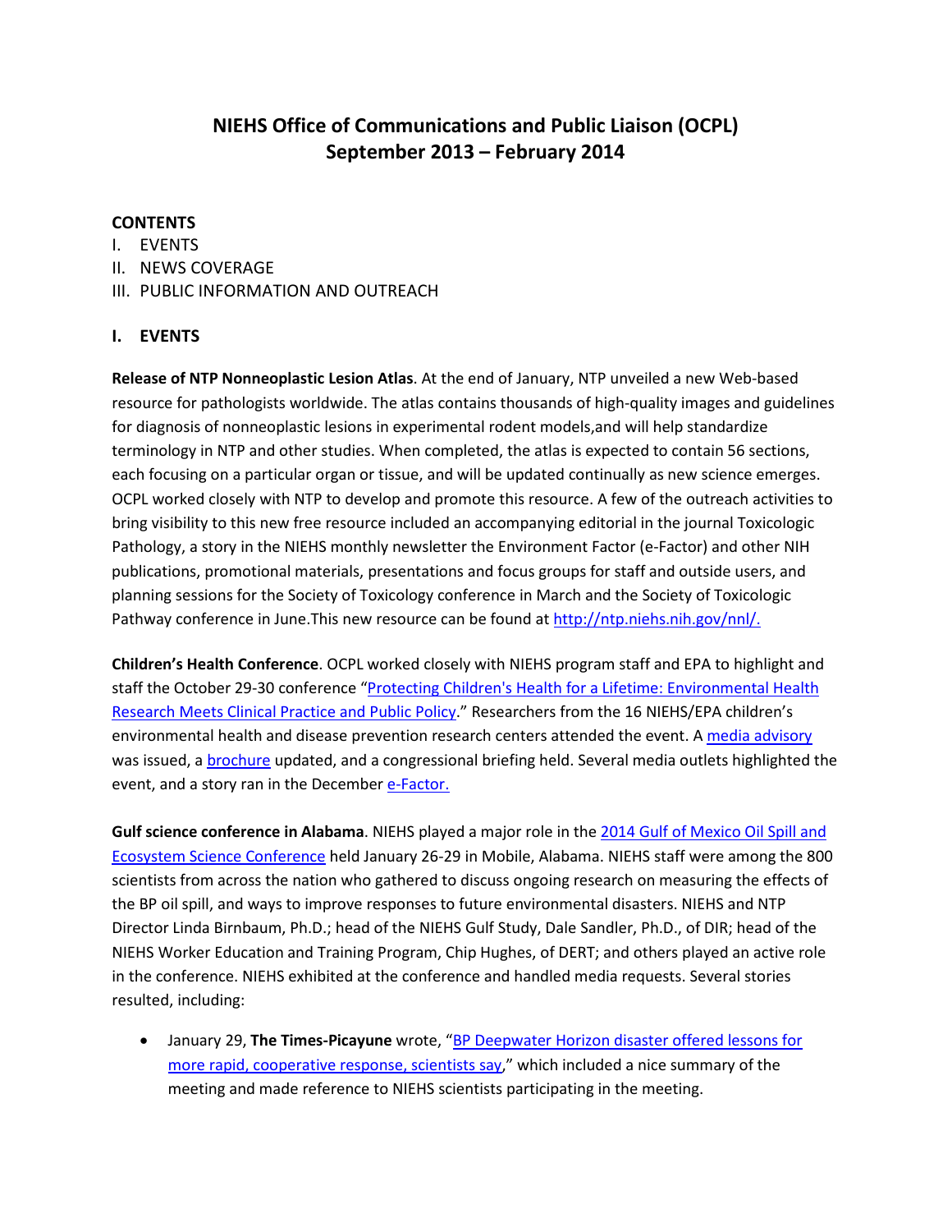# NIEHS Office of Communications and Public Liaison (OCPL)
# September 2013 – February 2014

**CONTENTS**

I. EVENTS
II. NEWS COVERAGE
III. PUBLIC INFORMATION AND OUTREACH

## I. EVENTS

**Release of NTP Nonneoplastic Lesion Atlas**. At the end of January, NTP unveiled a new Web-based resource for pathologists worldwide. The atlas contains thousands of high-quality images and guidelines for diagnosis of nonneoplastic lesions in experimental rodent models,and will help standardize terminology in NTP and other studies. When completed, the atlas is expected to contain 56 sections, each focusing on a particular organ or tissue, and will be updated continually as new science emerges. OCPL worked closely with NTP to develop and promote this resource. A few of the outreach activities to bring visibility to this new free resource included an accompanying editorial in the journal Toxicologic Pathology, a story in the NIEHS monthly newsletter the Environment Factor (e-Factor) and other NIH publications, promotional materials, presentations and focus groups for staff and outside users, and planning sessions for the Society of Toxicology conference in March and the Society of Toxicologic Pathway conference in June.This new resource can be found at http://ntp.niehs.nih.gov/nnl/.

**Children's Health Conference**. OCPL worked closely with NIEHS program staff and EPA to highlight and staff the October 29-30 conference "Protecting Children's Health for a Lifetime: Environmental Health Research Meets Clinical Practice and Public Policy." Researchers from the 16 NIEHS/EPA children's environmental health and disease prevention research centers attended the event. A media advisory was issued, a brochure updated, and a congressional briefing held. Several media outlets highlighted the event, and a story ran in the December e-Factor.

**Gulf science conference in Alabama**. NIEHS played a major role in the 2014 Gulf of Mexico Oil Spill and Ecosystem Science Conference held January 26-29 in Mobile, Alabama. NIEHS staff were among the 800 scientists from across the nation who gathered to discuss ongoing research on measuring the effects of the BP oil spill, and ways to improve responses to future environmental disasters. NIEHS and NTP Director Linda Birnbaum, Ph.D.; head of the NIEHS Gulf Study, Dale Sandler, Ph.D., of DIR; head of the NIEHS Worker Education and Training Program, Chip Hughes, of DERT; and others played an active role in the conference. NIEHS exhibited at the conference and handled media requests. Several stories resulted, including:

- January 29, **The Times-Picayune** wrote, "BP Deepwater Horizon disaster offered lessons for more rapid, cooperative response, scientists say," which included a nice summary of the meeting and made reference to NIEHS scientists participating in the meeting.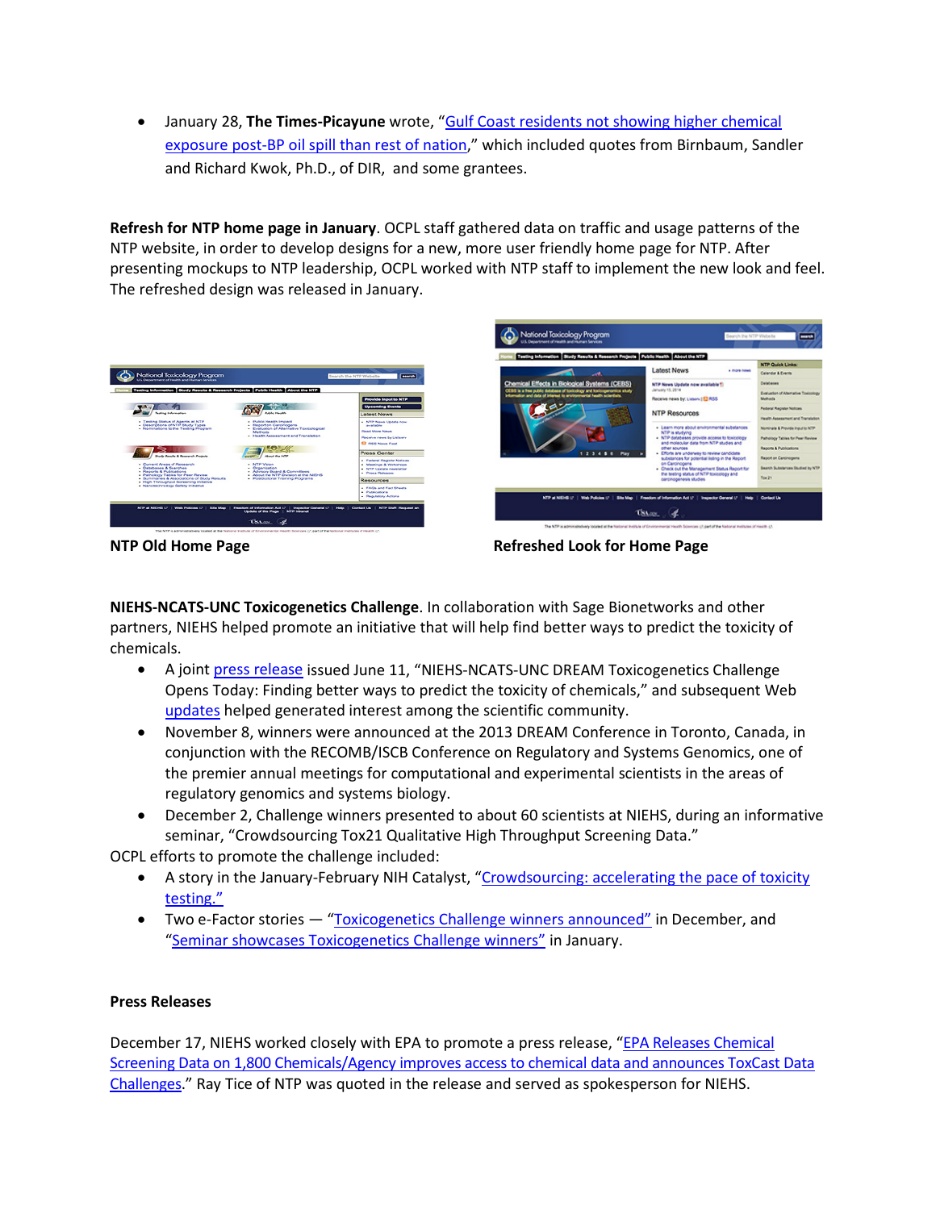- January 28, **The Times-Picayune** wrote, "Gulf Coast residents not showing higher chemical exposure post-BP oil spill than rest of nation," which included quotes from Birnbaum, Sandler and Richard Kwok, Ph.D., of DIR, and some grantees.

**Refresh for NTP home page in January**. OCPL staff gathered data on traffic and usage patterns of the NTP website, in order to develop designs for a new, more user friendly home page for NTP. After presenting mockups to NTP leadership, OCPL worked with NTP staff to implement the new look and feel. The refreshed design was released in January.

**NTP Old Home Page**

**Refreshed Look for Home Page**

**NIEHS-NCATS-UNC Toxicogenetics Challenge**. In collaboration with Sage Bionetworks and other partners, NIEHS helped promote an initiative that will help find better ways to predict the toxicity of chemicals.

- A joint press release issued June 11, "NIEHS-NCATS-UNC DREAM Toxicogenetics Challenge Opens Today: Finding better ways to predict the toxicity of chemicals," and subsequent Web updates helped generated interest among the scientific community.
- November 8, winners were announced at the 2013 DREAM Conference in Toronto, Canada, in conjunction with the RECOMB/ISCB Conference on Regulatory and Systems Genomics, one of the premier annual meetings for computational and experimental scientists in the areas of regulatory genomics and systems biology.
- December 2, Challenge winners presented to about 60 scientists at NIEHS, during an informative seminar, "Crowdsourcing Tox21 Qualitative High Throughput Screening Data."

OCPL efforts to promote the challenge included:

- A story in the January-February NIH Catalyst, "Crowdsourcing: accelerating the pace of toxicity testing."
- Two e-Factor stories — "Toxicogenetics Challenge winners announced" in December, and "Seminar showcases Toxicogenetics Challenge winners" in January.

**Press Releases**

December 17, NIEHS worked closely with EPA to promote a press release, "EPA Releases Chemical Screening Data on 1,800 Chemicals/Agency improves access to chemical data and announces ToxCast Data Challenges." Ray Tice of NTP was quoted in the release and served as spokesperson for NIEHS.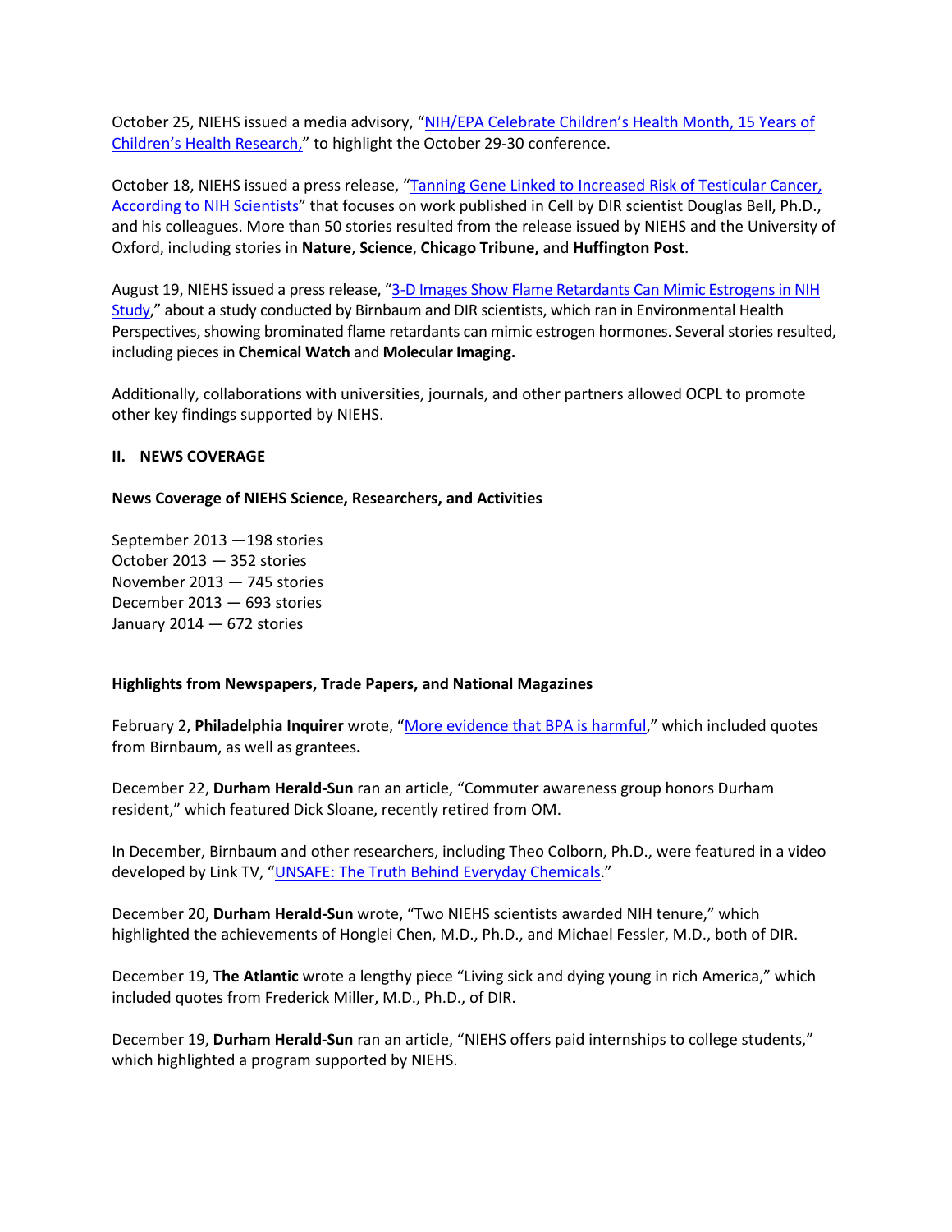October 25, NIEHS issued a media advisory, "NIH/EPA Celebrate Children's Health Month, 15 Years of Children's Health Research," to highlight the October 29-30 conference.

October 18, NIEHS issued a press release, "Tanning Gene Linked to Increased Risk of Testicular Cancer, According to NIH Scientists" that focuses on work published in Cell by DIR scientist Douglas Bell, Ph.D., and his colleagues. More than 50 stories resulted from the release issued by NIEHS and the University of Oxford, including stories in **Nature**, **Science**, **Chicago Tribune,** and **Huffington Post**.

August 19, NIEHS issued a press release, "3-D Images Show Flame Retardants Can Mimic Estrogens in NIH Study," about a study conducted by Birnbaum and DIR scientists, which ran in Environmental Health Perspectives, showing brominated flame retardants can mimic estrogen hormones. Several stories resulted, including pieces in **Chemical Watch** and **Molecular Imaging.**

Additionally, collaborations with universities, journals, and other partners allowed OCPL to promote other key findings supported by NIEHS.

## II. NEWS COVERAGE

### News Coverage of NIEHS Science, Researchers, and Activities

September 2013 —198 stories
October 2013 — 352 stories
November 2013 — 745 stories
December 2013 — 693 stories
January 2014 — 672 stories

### Highlights from Newspapers, Trade Papers, and National Magazines

February 2, **Philadelphia Inquirer** wrote, "More evidence that BPA is harmful," which included quotes from Birnbaum, as well as grantees**.**

December 22, **Durham Herald-Sun** ran an article, "Commuter awareness group honors Durham resident," which featured Dick Sloane, recently retired from OM.

In December, Birnbaum and other researchers, including Theo Colborn, Ph.D., were featured in a video developed by Link TV, "UNSAFE: The Truth Behind Everyday Chemicals."

December 20, **Durham Herald-Sun** wrote, "Two NIEHS scientists awarded NIH tenure," which highlighted the achievements of Honglei Chen, M.D., Ph.D., and Michael Fessler, M.D., both of DIR.

December 19, **The Atlantic** wrote a lengthy piece "Living sick and dying young in rich America," which included quotes from Frederick Miller, M.D., Ph.D., of DIR.

December 19, **Durham Herald-Sun** ran an article, "NIEHS offers paid internships to college students," which highlighted a program supported by NIEHS.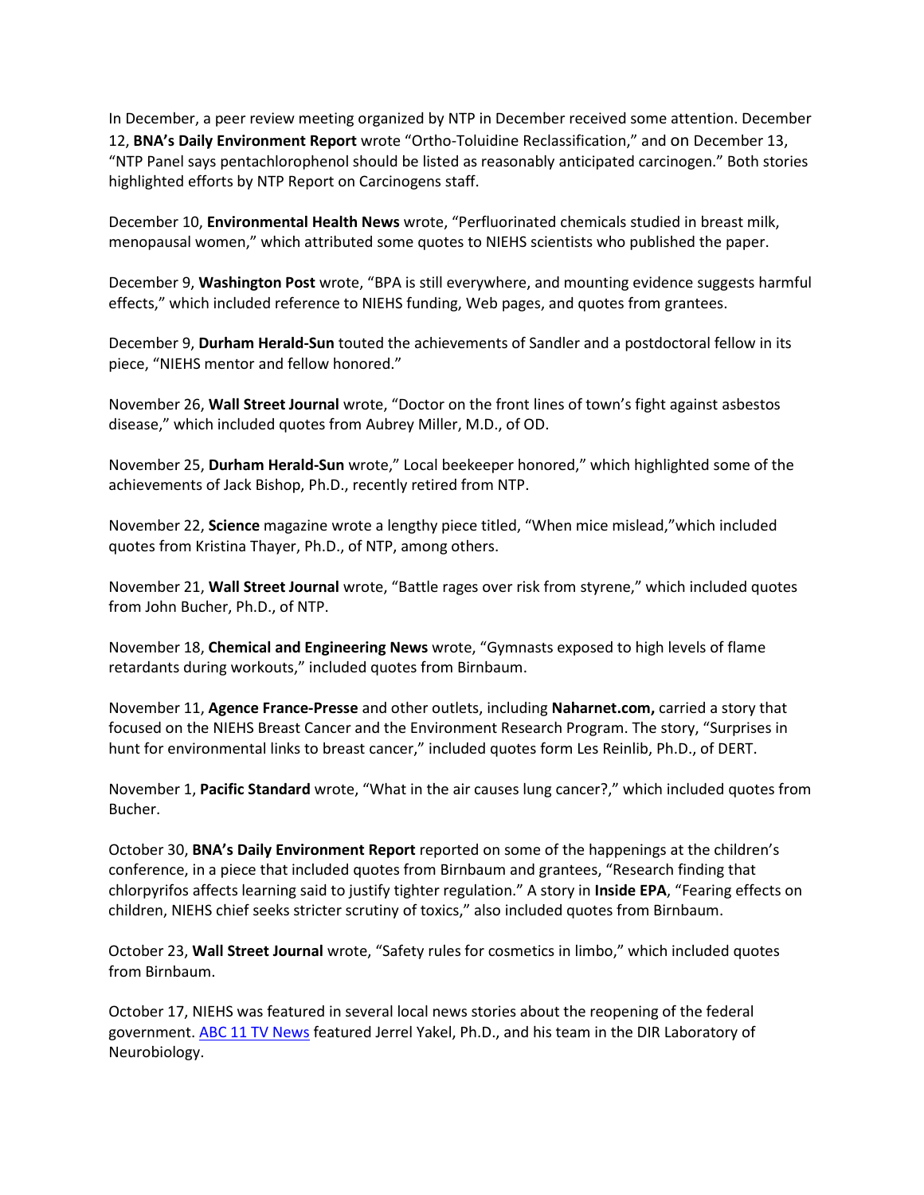In December, a peer review meeting organized by NTP in December received some attention. December 12, **BNA's Daily Environment Report** wrote "Ortho-Toluidine Reclassification," and on December 13, "NTP Panel says pentachlorophenol should be listed as reasonably anticipated carcinogen." Both stories highlighted efforts by NTP Report on Carcinogens staff.

December 10, **Environmental Health News** wrote, "Perfluorinated chemicals studied in breast milk, menopausal women," which attributed some quotes to NIEHS scientists who published the paper.

December 9, **Washington Post** wrote, "BPA is still everywhere, and mounting evidence suggests harmful effects," which included reference to NIEHS funding, Web pages, and quotes from grantees.

December 9, **Durham Herald-Sun** touted the achievements of Sandler and a postdoctoral fellow in its piece, "NIEHS mentor and fellow honored."

November 26, **Wall Street Journal** wrote, "Doctor on the front lines of town's fight against asbestos disease," which included quotes from Aubrey Miller, M.D., of OD.

November 25, **Durham Herald-Sun** wrote," Local beekeeper honored," which highlighted some of the achievements of Jack Bishop, Ph.D., recently retired from NTP.

November 22, **Science** magazine wrote a lengthy piece titled, "When mice mislead,"which included quotes from Kristina Thayer, Ph.D., of NTP, among others.

November 21, **Wall Street Journal** wrote, "Battle rages over risk from styrene," which included quotes from John Bucher, Ph.D., of NTP.

November 18, **Chemical and Engineering News** wrote, "Gymnasts exposed to high levels of flame retardants during workouts," included quotes from Birnbaum.

November 11, **Agence France-Presse** and other outlets, including **Naharnet.com,** carried a story that focused on the NIEHS Breast Cancer and the Environment Research Program. The story, "Surprises in hunt for environmental links to breast cancer," included quotes form Les Reinlib, Ph.D., of DERT.

November 1, **Pacific Standard** wrote, "What in the air causes lung cancer?," which included quotes from Bucher.

October 30, **BNA's Daily Environment Report** reported on some of the happenings at the children's conference, in a piece that included quotes from Birnbaum and grantees, "Research finding that chlorpyrifos affects learning said to justify tighter regulation." A story in **Inside EPA**, "Fearing effects on children, NIEHS chief seeks stricter scrutiny of toxics," also included quotes from Birnbaum.

October 23, **Wall Street Journal** wrote, "Safety rules for cosmetics in limbo," which included quotes from Birnbaum.

October 17, NIEHS was featured in several local news stories about the reopening of the federal government. [ABC 11 TV News] featured Jerrel Yakel, Ph.D., and his team in the DIR Laboratory of Neurobiology.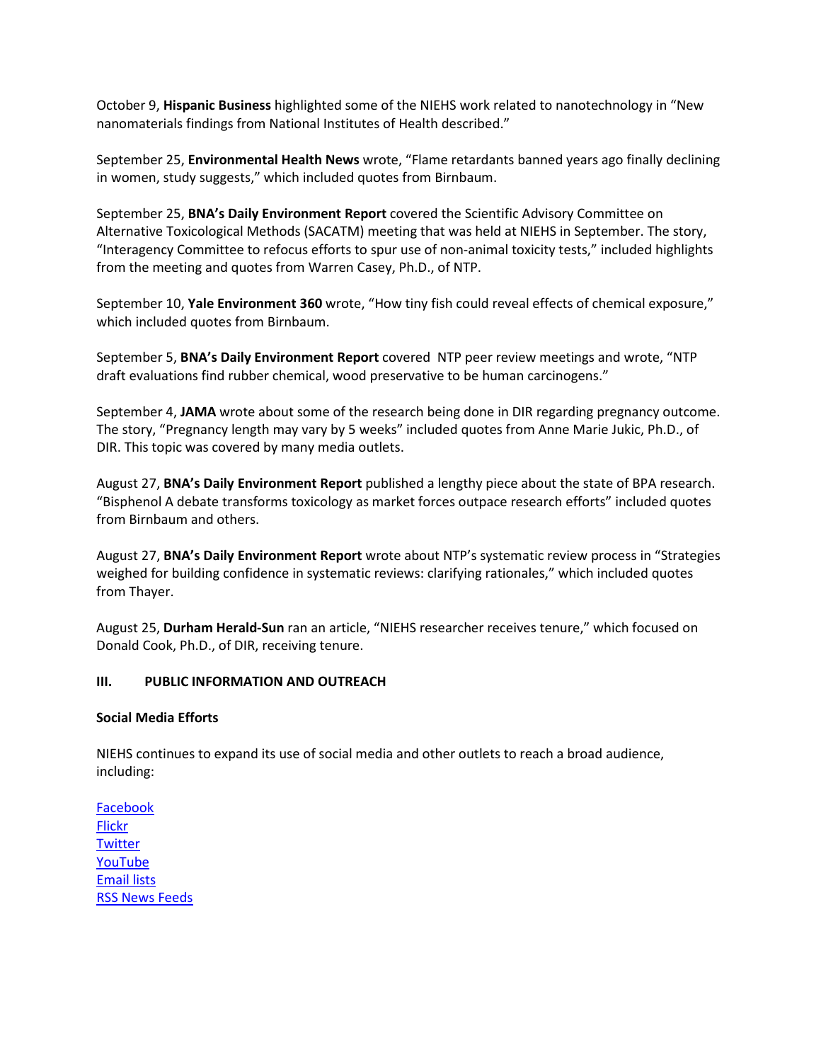October 9, **Hispanic Business** highlighted some of the NIEHS work related to nanotechnology in "New nanomaterials findings from National Institutes of Health described."

September 25, **Environmental Health News** wrote, "Flame retardants banned years ago finally declining in women, study suggests," which included quotes from Birnbaum.

September 25, **BNA's Daily Environment Report** covered the Scientific Advisory Committee on Alternative Toxicological Methods (SACATM) meeting that was held at NIEHS in September. The story, "Interagency Committee to refocus efforts to spur use of non-animal toxicity tests," included highlights from the meeting and quotes from Warren Casey, Ph.D., of NTP.

September 10, **Yale Environment 360** wrote, "How tiny fish could reveal effects of chemical exposure," which included quotes from Birnbaum.

September 5, **BNA's Daily Environment Report** covered NTP peer review meetings and wrote, "NTP draft evaluations find rubber chemical, wood preservative to be human carcinogens."

September 4, **JAMA** wrote about some of the research being done in DIR regarding pregnancy outcome. The story, "Pregnancy length may vary by 5 weeks" included quotes from Anne Marie Jukic, Ph.D., of DIR. This topic was covered by many media outlets.

August 27, **BNA's Daily Environment Report** published a lengthy piece about the state of BPA research. "Bisphenol A debate transforms toxicology as market forces outpace research efforts" included quotes from Birnbaum and others.

August 27, **BNA's Daily Environment Report** wrote about NTP's systematic review process in "Strategies weighed for building confidence in systematic reviews: clarifying rationales," which included quotes from Thayer.

August 25, **Durham Herald-Sun** ran an article, "NIEHS researcher receives tenure," which focused on Donald Cook, Ph.D., of DIR, receiving tenure.

## III. PUBLIC INFORMATION AND OUTREACH

### Social Media Efforts

NIEHS continues to expand its use of social media and other outlets to reach a broad audience, including:

Facebook
Flickr
Twitter
YouTube
Email lists
RSS News Feeds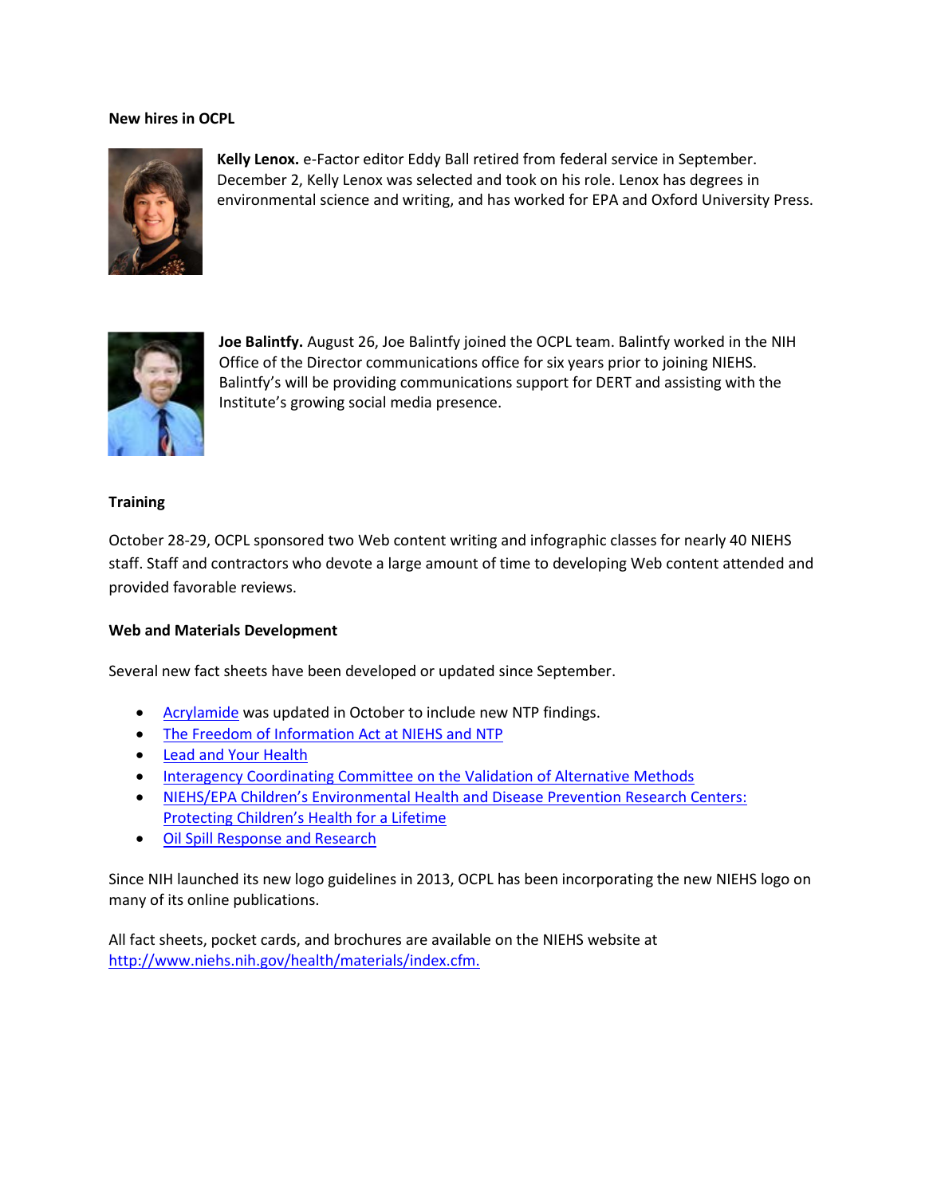**New hires in OCPL**

**Kelly Lenox.** e-Factor editor Eddy Ball retired from federal service in September. December 2, Kelly Lenox was selected and took on his role. Lenox has degrees in environmental science and writing, and has worked for EPA and Oxford University Press.

**Joe Balintfy.** August 26, Joe Balintfy joined the OCPL team. Balintfy worked in the NIH Office of the Director communications office for six years prior to joining NIEHS. Balintfy's will be providing communications support for DERT and assisting with the Institute's growing social media presence.

**Training**

October 28-29, OCPL sponsored two Web content writing and infographic classes for nearly 40 NIEHS staff. Staff and contractors who devote a large amount of time to developing Web content attended and provided favorable reviews.

**Web and Materials Development**

Several new fact sheets have been developed or updated since September.

- Acrylamide was updated in October to include new NTP findings.
- The Freedom of Information Act at NIEHS and NTP
- Lead and Your Health
- Interagency Coordinating Committee on the Validation of Alternative Methods
- NIEHS/EPA Children's Environmental Health and Disease Prevention Research Centers: Protecting Children's Health for a Lifetime
- Oil Spill Response and Research

Since NIH launched its new logo guidelines in 2013, OCPL has been incorporating the new NIEHS logo on many of its online publications.

All fact sheets, pocket cards, and brochures are available on the NIEHS website at http://www.niehs.nih.gov/health/materials/index.cfm.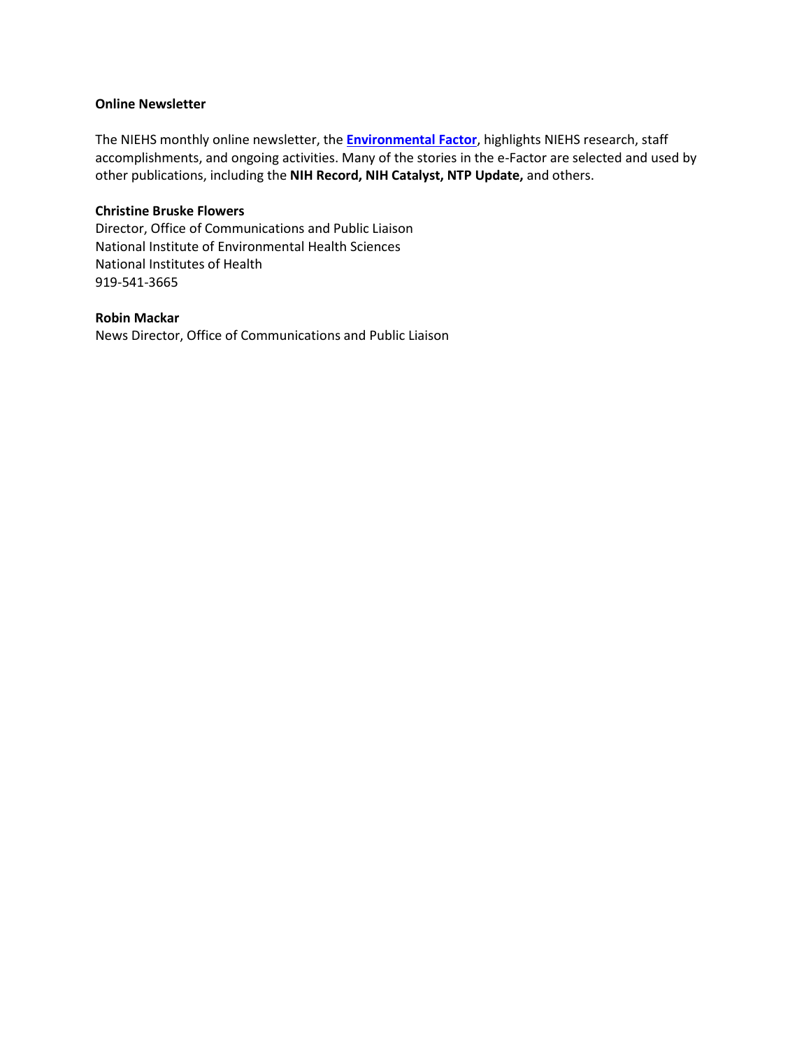**Online Newsletter**

The NIEHS monthly online newsletter, the **Environmental Factor**, highlights NIEHS research, staff accomplishments, and ongoing activities. Many of the stories in the e-Factor are selected and used by other publications, including the **NIH Record, NIH Catalyst, NTP Update,** and others.

**Christine Bruske Flowers**
Director, Office of Communications and Public Liaison
National Institute of Environmental Health Sciences
National Institutes of Health
919-541-3665

**Robin Mackar**
News Director, Office of Communications and Public Liaison